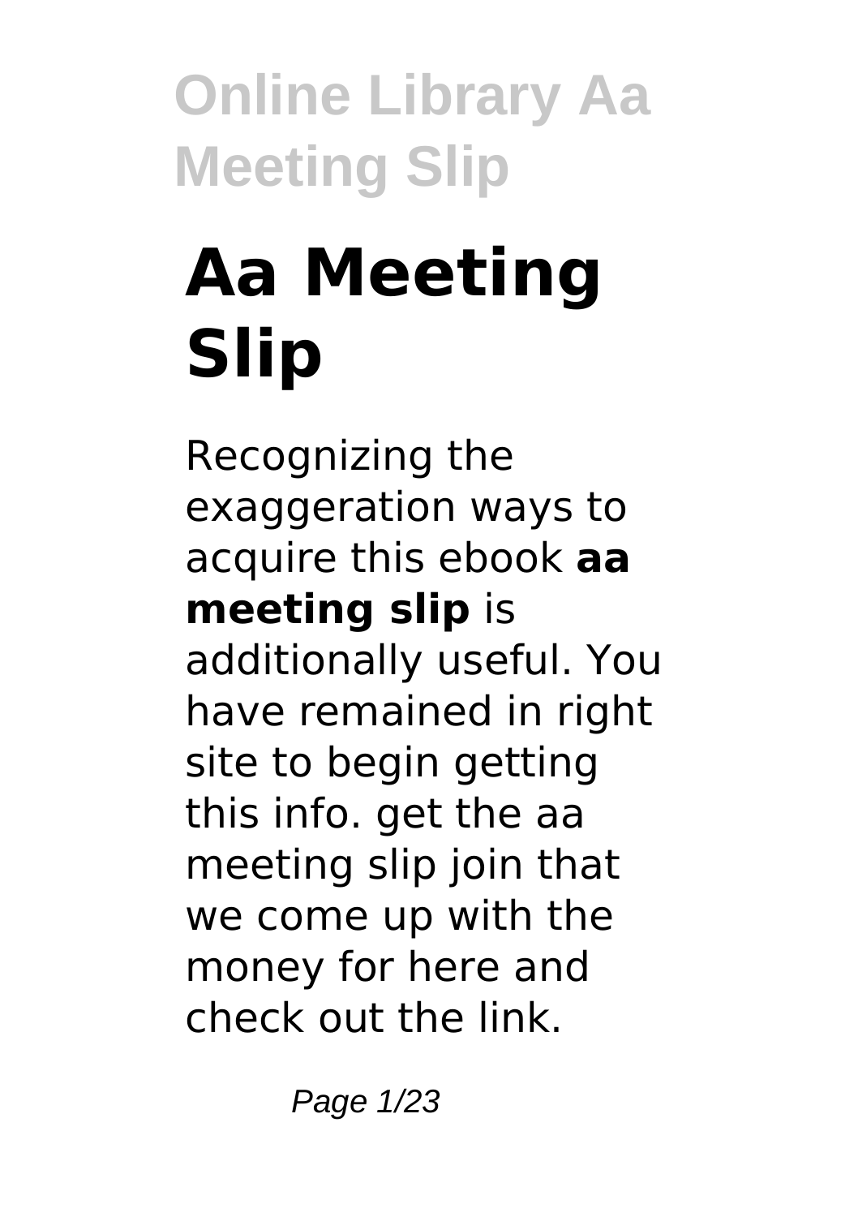# Aa Meeting Slip

Recognizing the exaggeration ways to acquire this ebook **aa meeting slip** is additionally useful. You have remained in right site to begin getting this info. get the aa meeting slip join that we come up with the money for here and check out the link.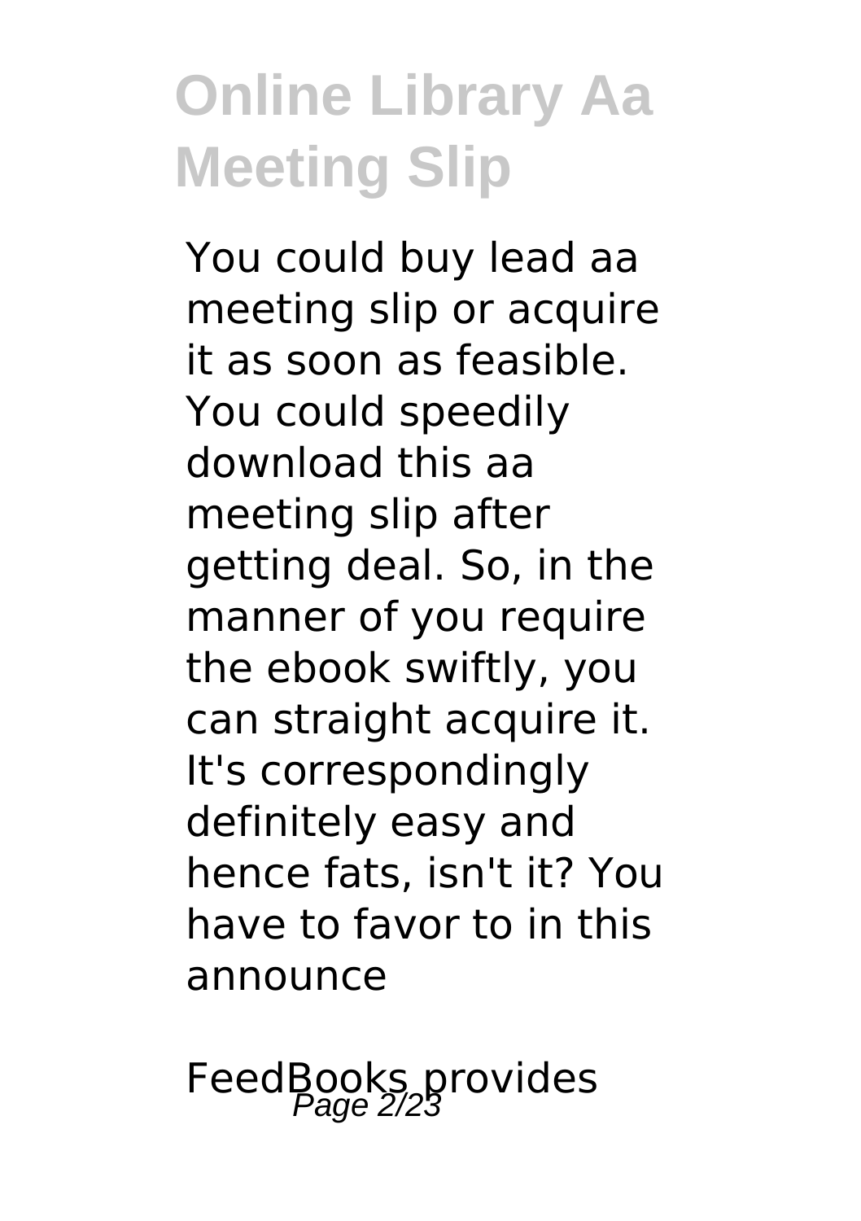# Online Library Aa Meeting Slip

You could buy lead aa meeting slip or acquire it as soon as feasible. You could speedily download this aa meeting slip after getting deal. So, in the manner of you require the ebook swiftly, you can straight acquire it. It's correspondingly definitely easy and hence fats, isn't it? You have to favor to in this announce

FeedBooks provides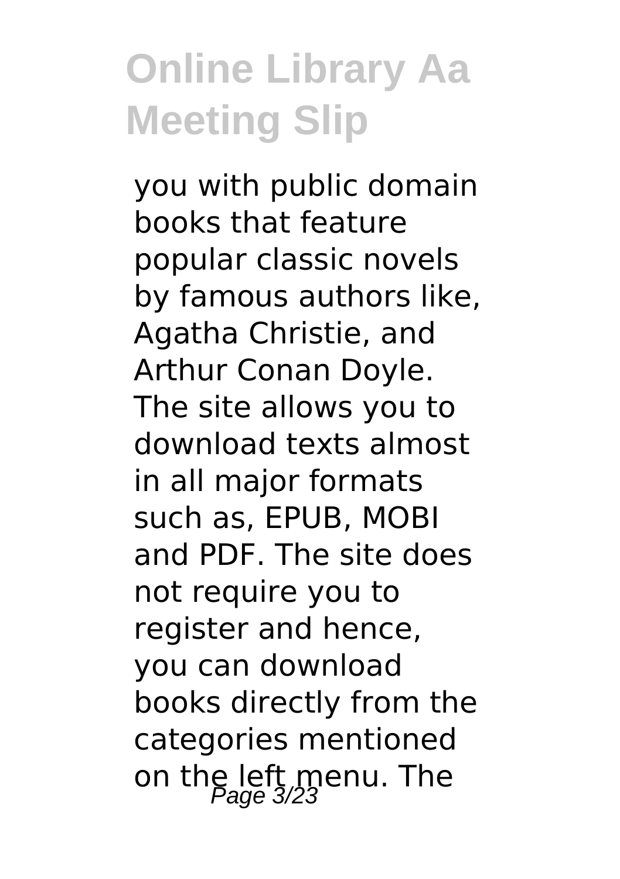you with public domain books that feature popular classic novels by famous authors like, Agatha Christie, and Arthur Conan Doyle. The site allows you to download texts almost in all major formats such as, EPUB, MOBI and PDF. The site does not require you to register and hence, you can download books directly from the categories mentioned on the left menu. The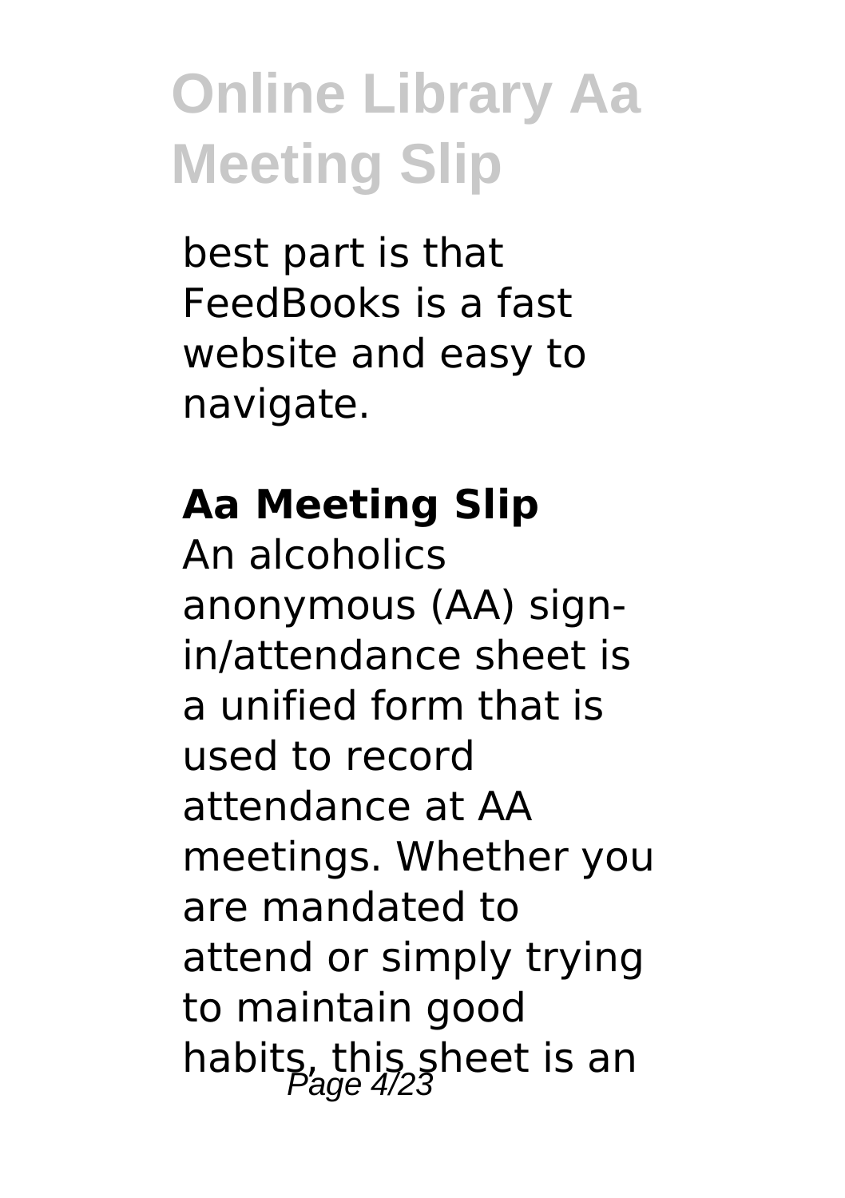best part is that FeedBooks is a fast website and easy to navigate.

## Aa Meeting Slip

An alcoholics anonymous (AA) sign-in/attendance sheet is a unified form that is used to record attendance at AA meetings. Whether you are mandated to attend or simply trying to maintain good habits, this sheet is an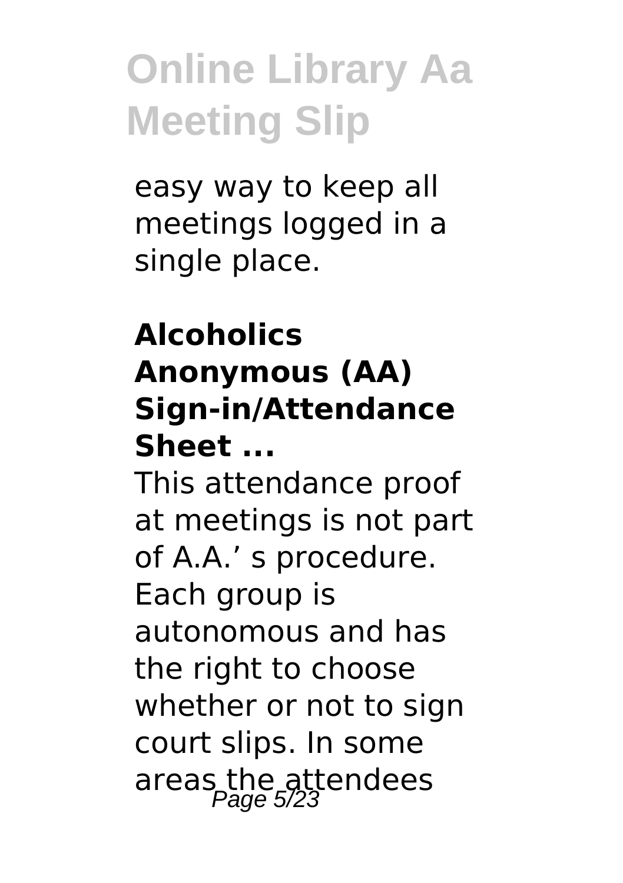easy way to keep all meetings logged in a single place.

### Alcoholics Anonymous (AA) Sign-in/Attendance Sheet ...

This attendance proof at meetings is not part of A.A.' s procedure. Each group is autonomous and has the right to choose whether or not to sign court slips. In some areas the attendees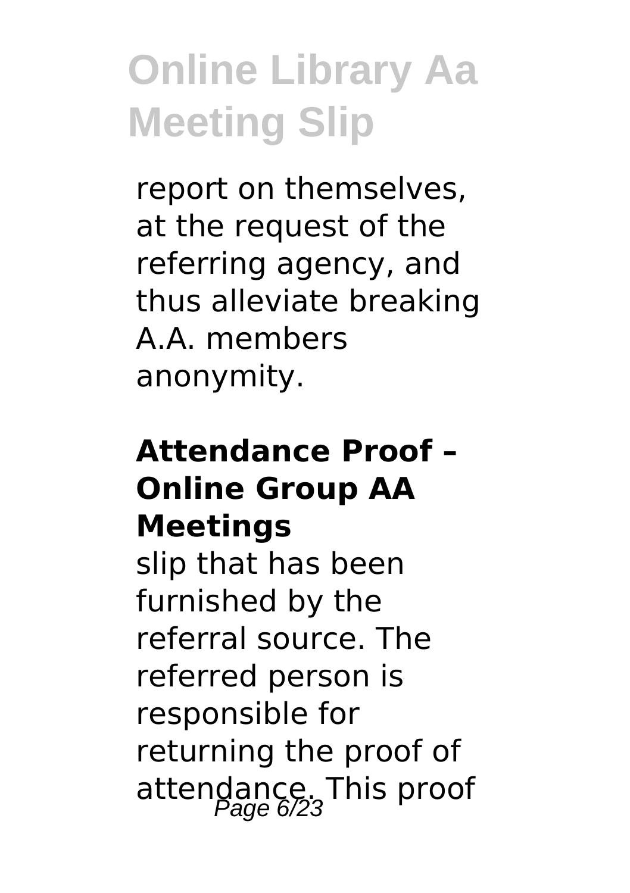report on themselves, at the request of the referring agency, and thus alleviate breaking A.A. members anonymity.

### Attendance Proof – Online Group AA Meetings

slip that has been furnished by the referral source. The referred person is responsible for returning the proof of attendance. This proof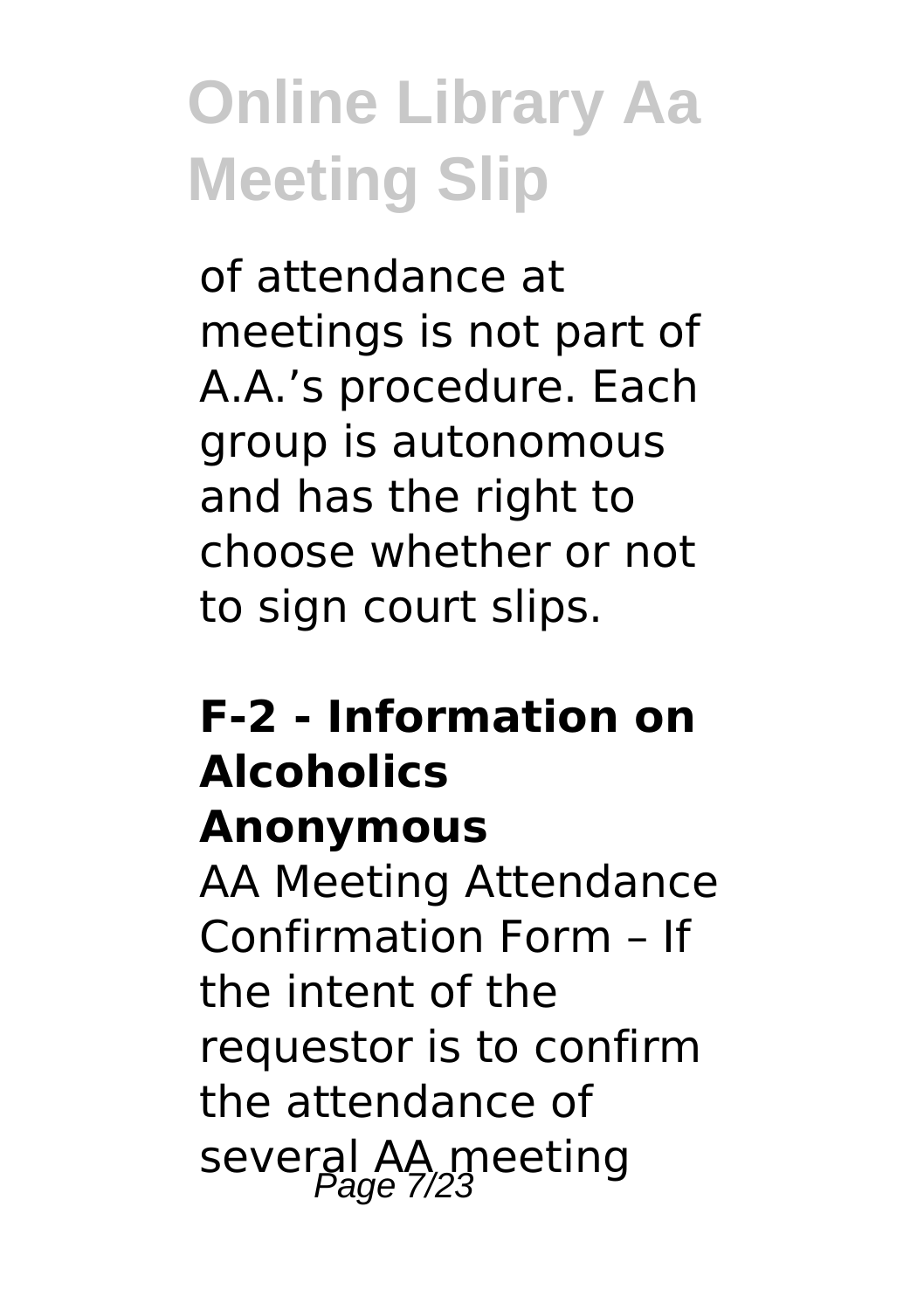of attendance at meetings is not part of A.A.'s procedure. Each group is autonomous and has the right to choose whether or not to sign court slips.

### F-2 - Information on Alcoholics Anonymous

AA Meeting Attendance Confirmation Form – If the intent of the requestor is to confirm the attendance of several AA meeting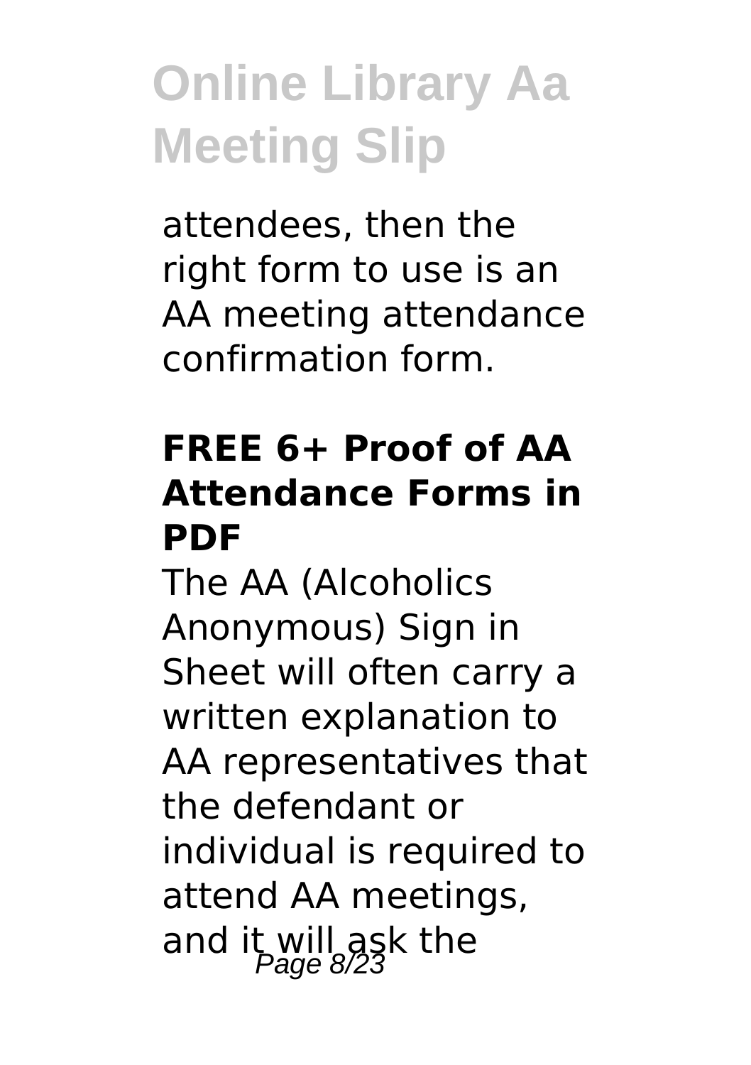attendees, then the right form to use is an AA meeting attendance confirmation form.

### FREE 6+ Proof of AA Attendance Forms in PDF

The AA (Alcoholics Anonymous) Sign in Sheet will often carry a written explanation to AA representatives that the defendant or individual is required to attend AA meetings, and it will ask the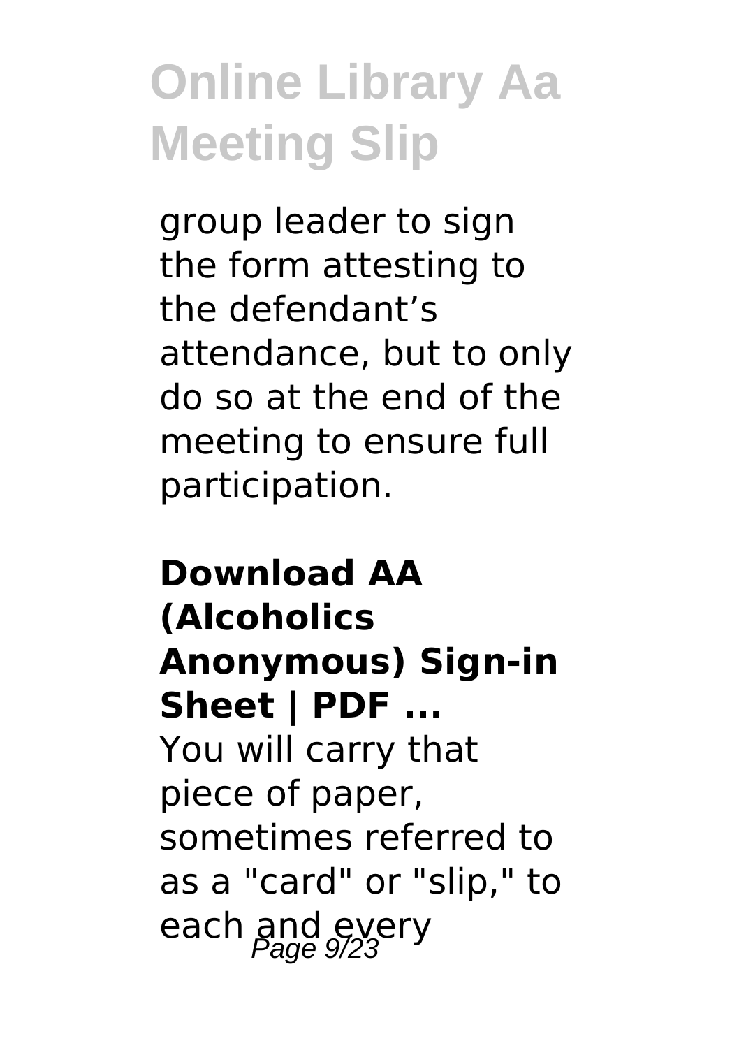group leader to sign the form attesting to the defendant's attendance, but to only do so at the end of the meeting to ensure full participation.

## Download AA (Alcoholics Anonymous) Sign-in Sheet | PDF ...

You will carry that piece of paper, sometimes referred to as a "card" or "slip," to each and every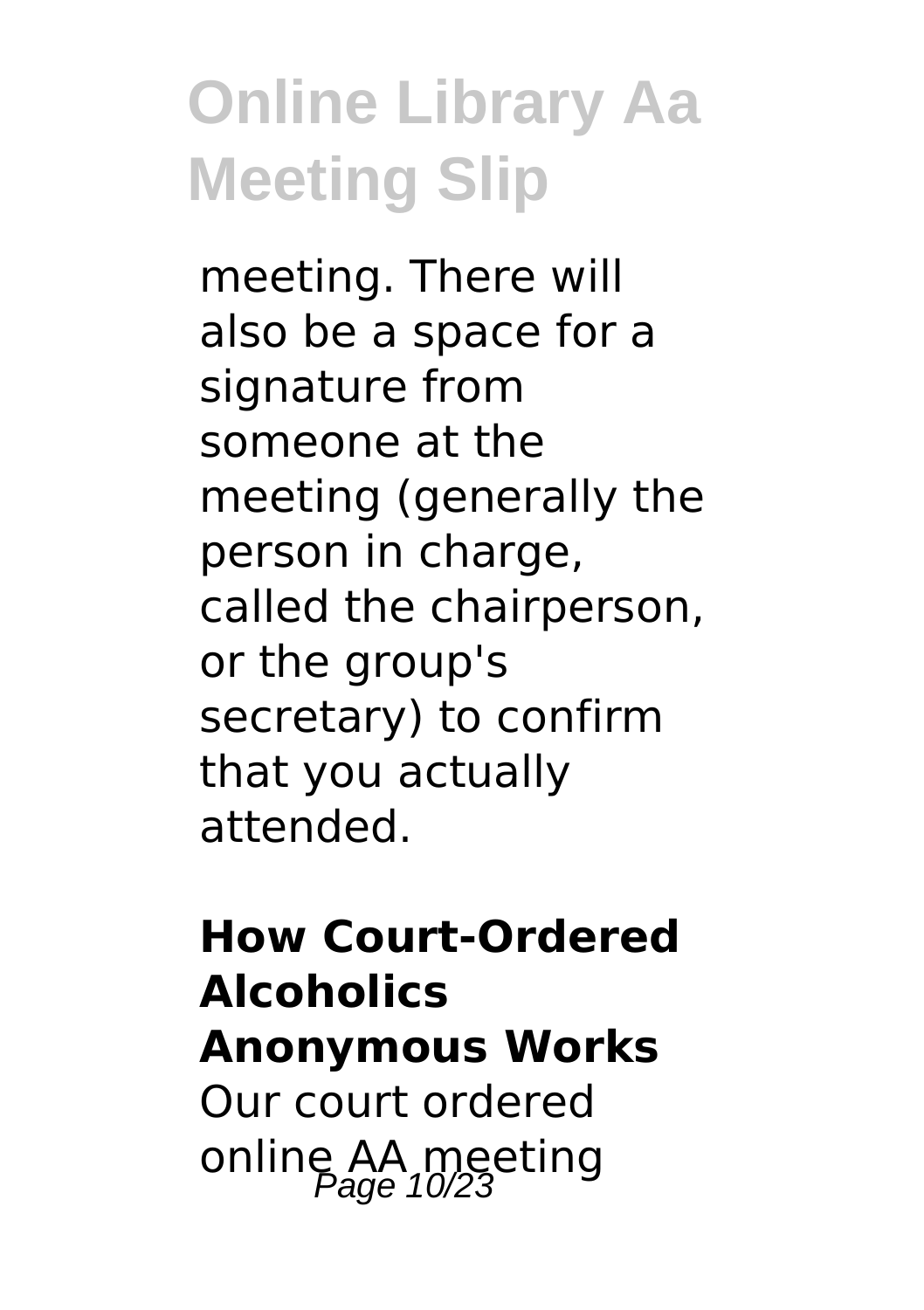meeting. There will also be a space for a signature from someone at the meeting (generally the person in charge, called the chairperson, or the group's secretary) to confirm that you actually attended.

## How Court-Ordered Alcoholics Anonymous Works

Our court ordered online AA meeting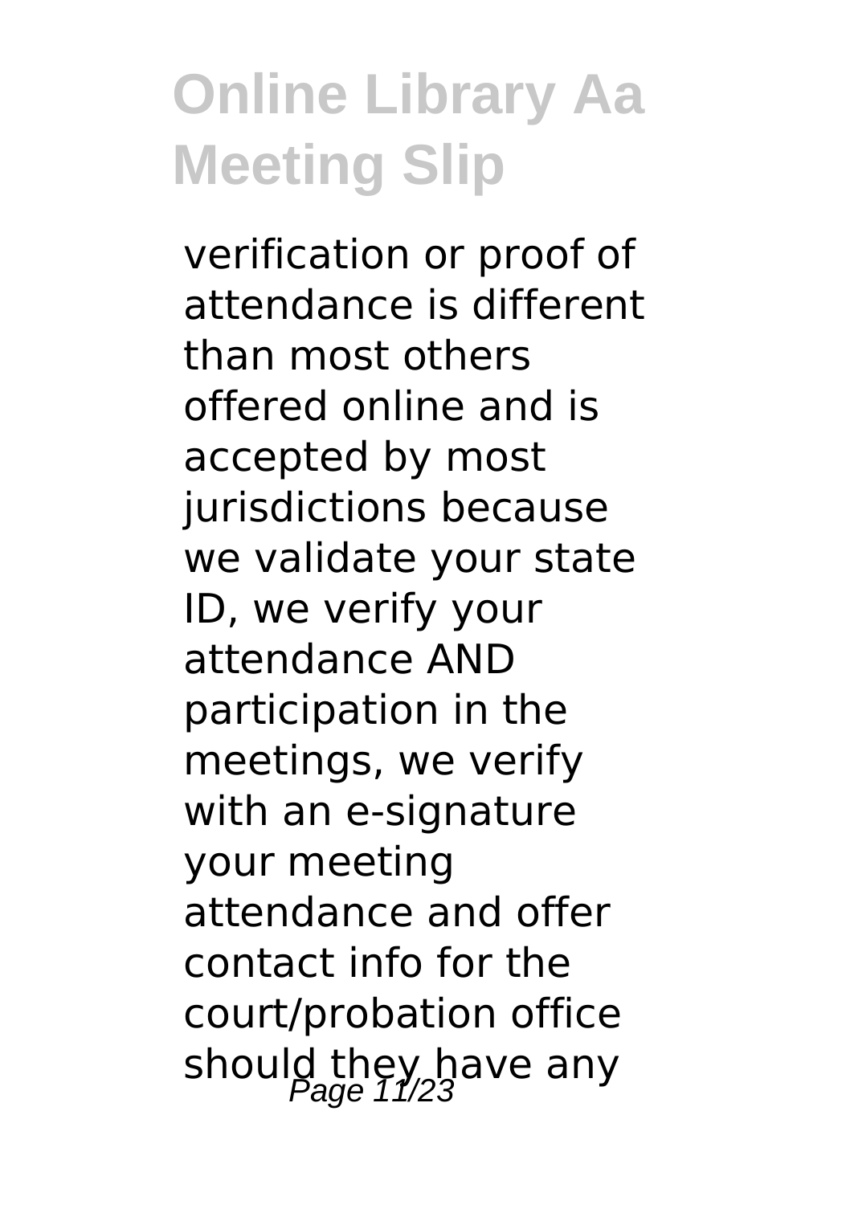verification or proof of attendance is different than most others offered online and is accepted by most jurisdictions because we validate your state ID, we verify your attendance AND participation in the meetings, we verify with an e-signature your meeting attendance and offer contact info for the court/probation office should they have any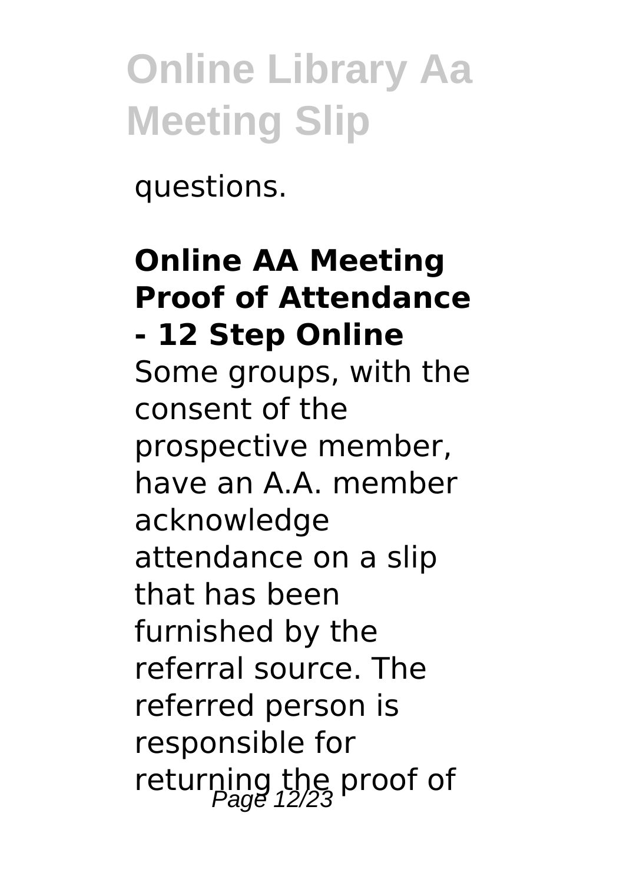questions.

**Online AA Meeting Proof of Attendance - 12 Step Online**

Some groups, with the consent of the prospective member, have an A.A. member acknowledge attendance on a slip that has been furnished by the referral source. The referred person is responsible for returning the proof of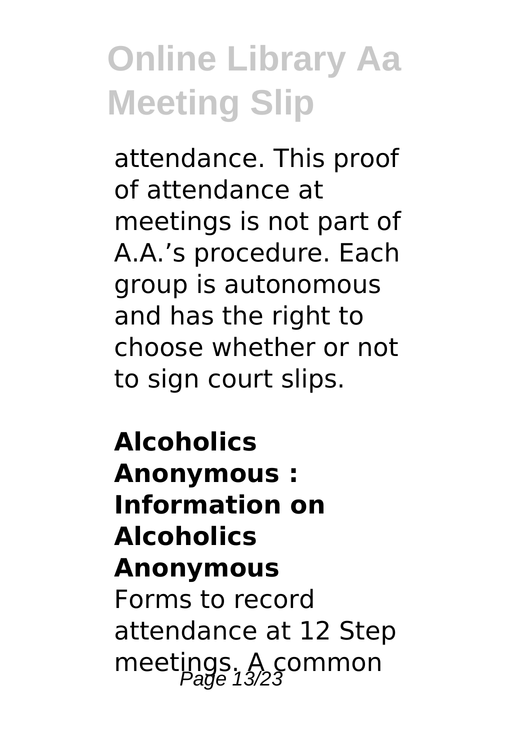attendance. This proof of attendance at meetings is not part of A.A.'s procedure. Each group is autonomous and has the right to choose whether or not to sign court slips.

**Alcoholics Anonymous : Information on Alcoholics Anonymous**

Forms to record attendance at 12 Step meetings. A common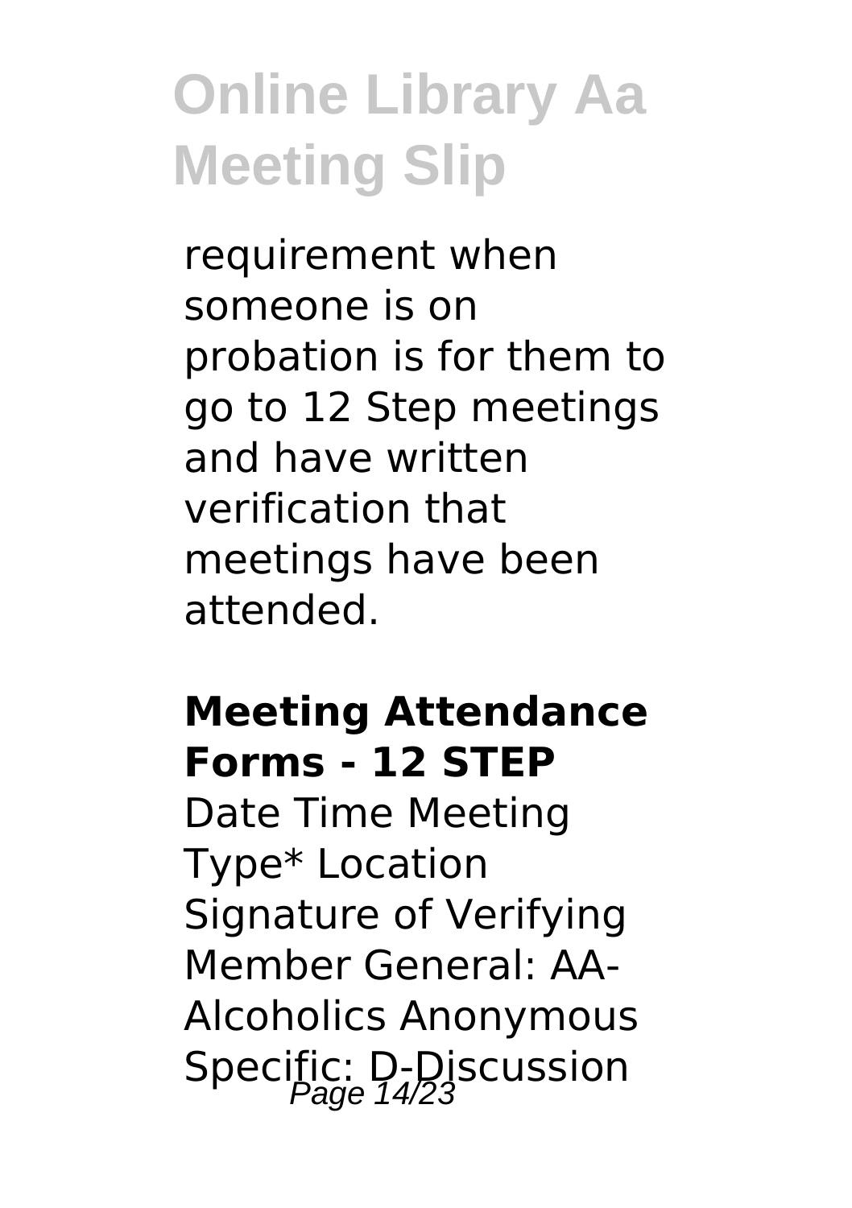requirement when someone is on probation is for them to go to 12 Step meetings and have written verification that meetings have been attended.

**Meeting Attendance Forms - 12 STEP**

Date Time Meeting Type* Location Signature of Verifying Member General: AA-Alcoholics Anonymous Specific: D-Discussion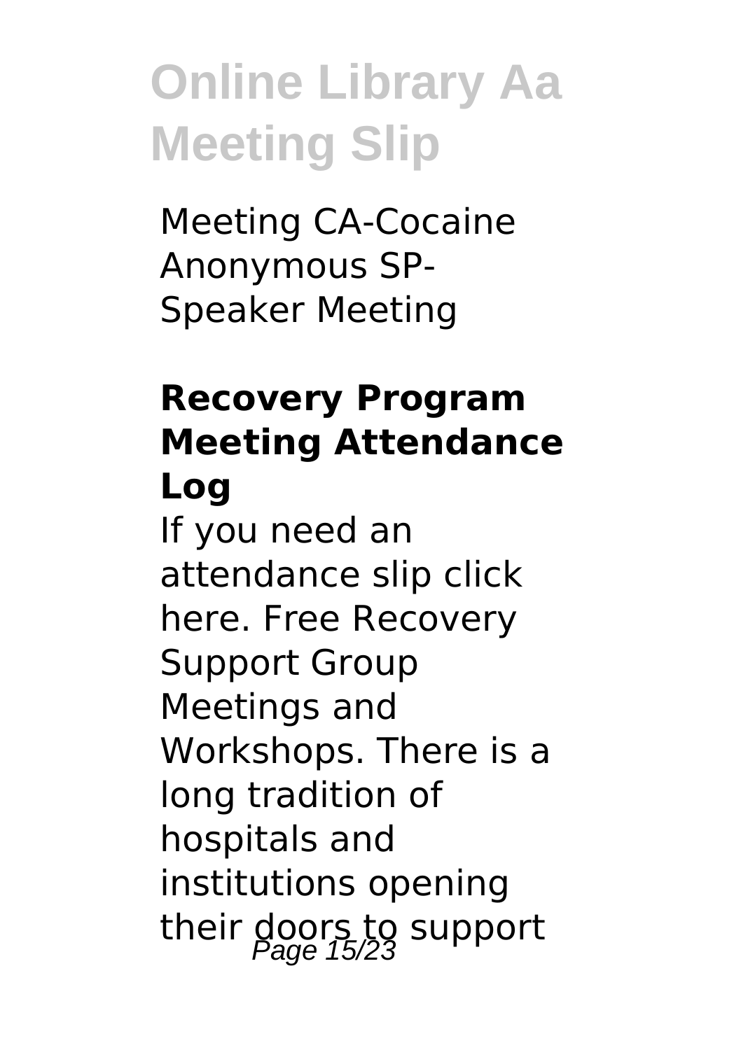Meeting CA-Cocaine Anonymous SP-Speaker Meeting

### Recovery Program Meeting Attendance Log

If you need an attendance slip click here. Free Recovery Support Group Meetings and Workshops. There is a long tradition of hospitals and institutions opening their doors to support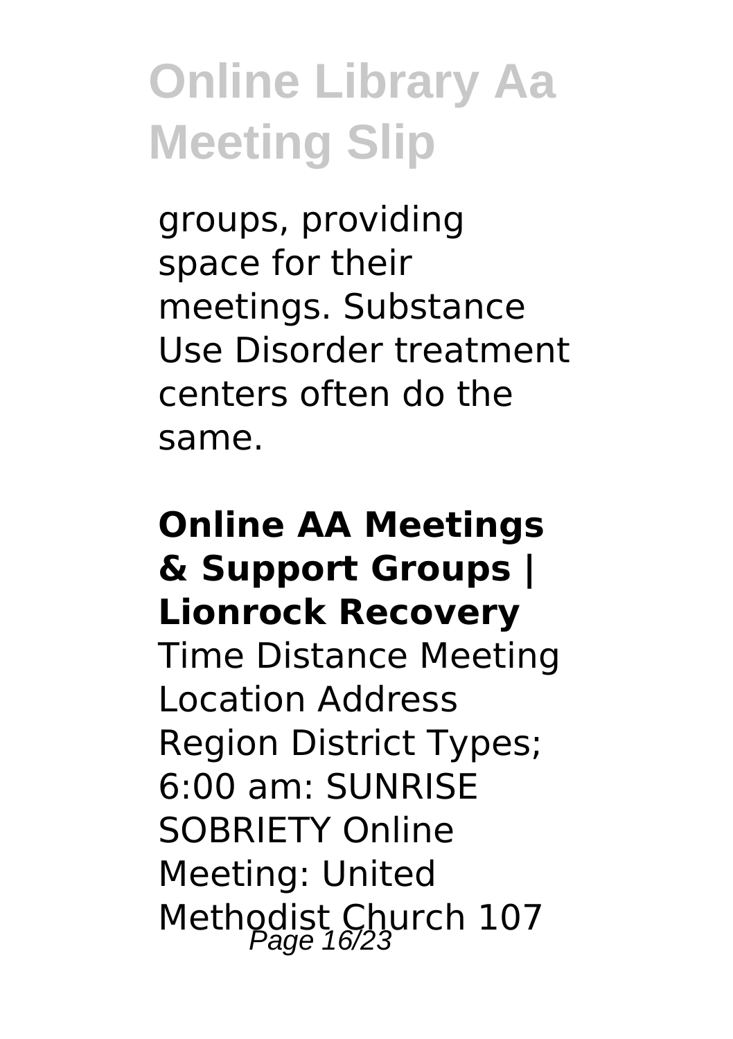groups, providing space for their meetings. Substance Use Disorder treatment centers often do the same.

## Online AA Meetings & Support Groups | Lionrock Recovery

Time Distance Meeting Location Address Region District Types; 6:00 am: SUNRISE SOBRIETY Online Meeting: United Methodist Church 107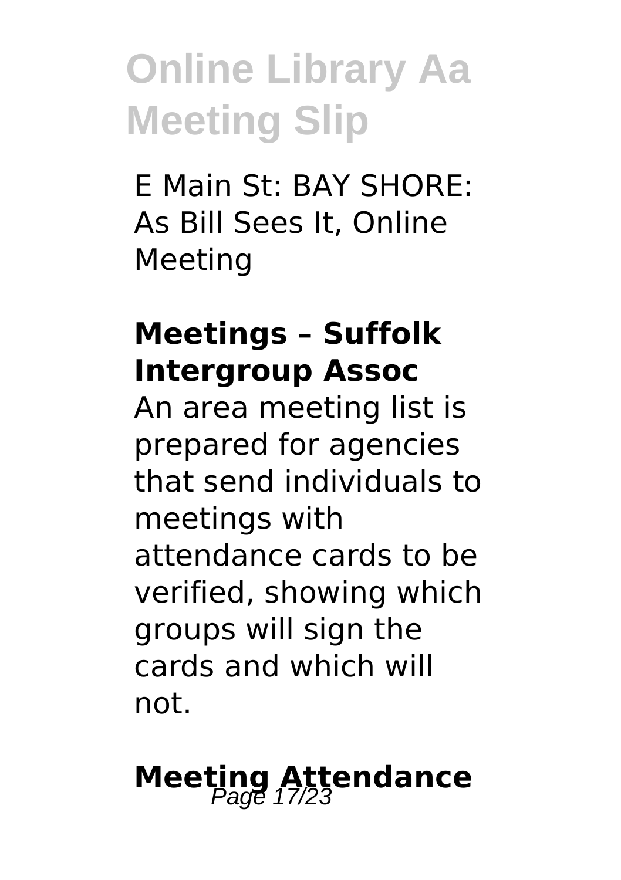E Main St: BAY SHORE: As Bill Sees It, Online Meeting

## Meetings – Suffolk Intergroup Assoc

An area meeting list is prepared for agencies that send individuals to meetings with attendance cards to be verified, showing which groups will sign the cards and which will not.

## Meeting Attendance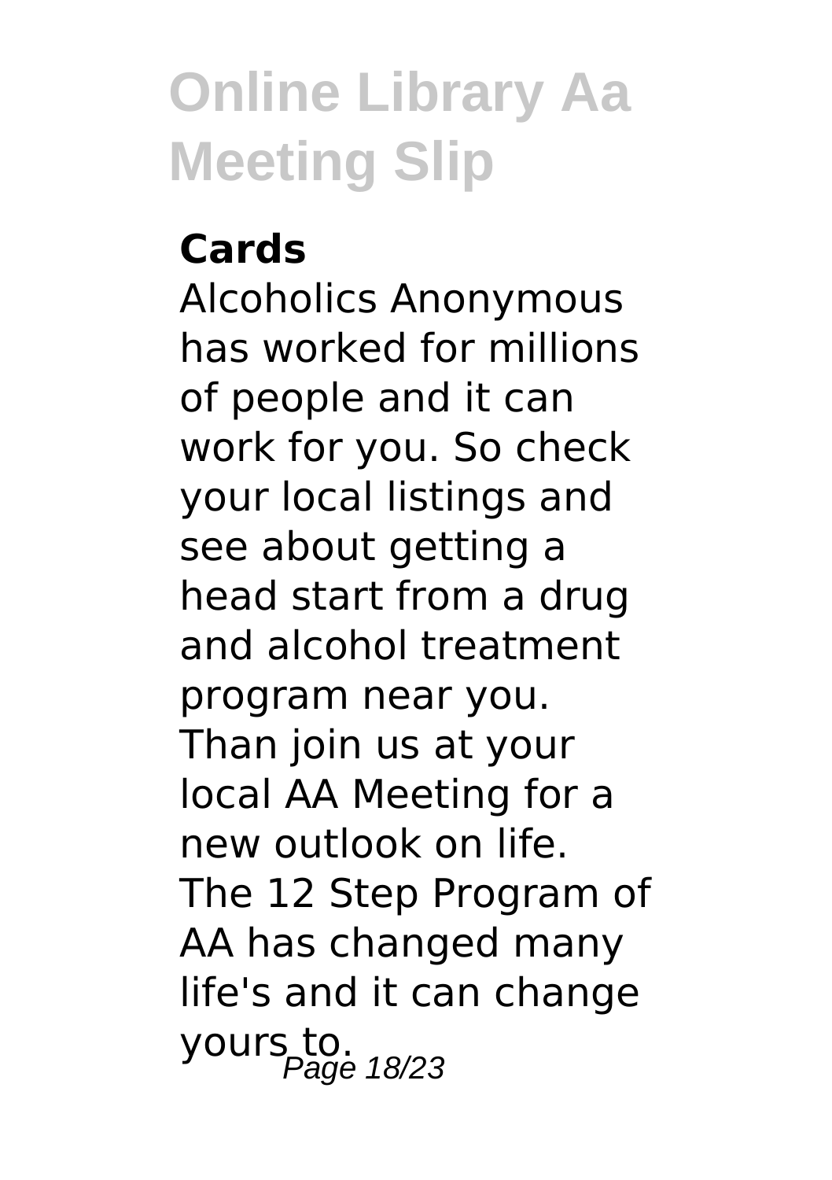**Cards**

Alcoholics Anonymous has worked for millions of people and it can work for you. So check your local listings and see about getting a head start from a drug and alcohol treatment program near you. Than join us at your local AA Meeting for a new outlook on life. The 12 Step Program of AA has changed many life's and it can change yours to.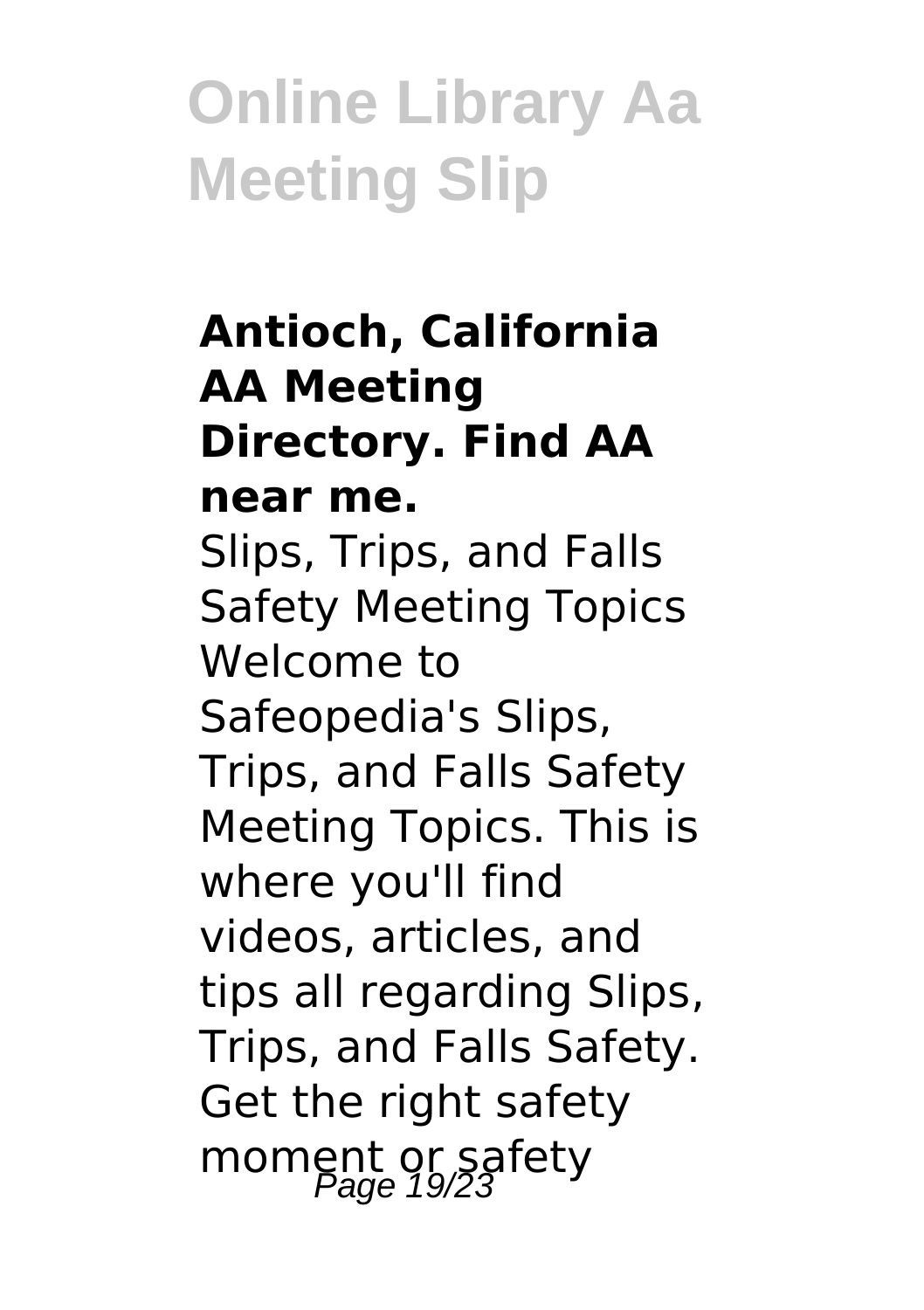### Antioch, California AA Meeting Directory. Find AA near me.

Slips, Trips, and Falls Safety Meeting Topics Welcome to Safeopedia's Slips, Trips, and Falls Safety Meeting Topics. This is where you'll find videos, articles, and tips all regarding Slips, Trips, and Falls Safety. Get the right safety moment or safety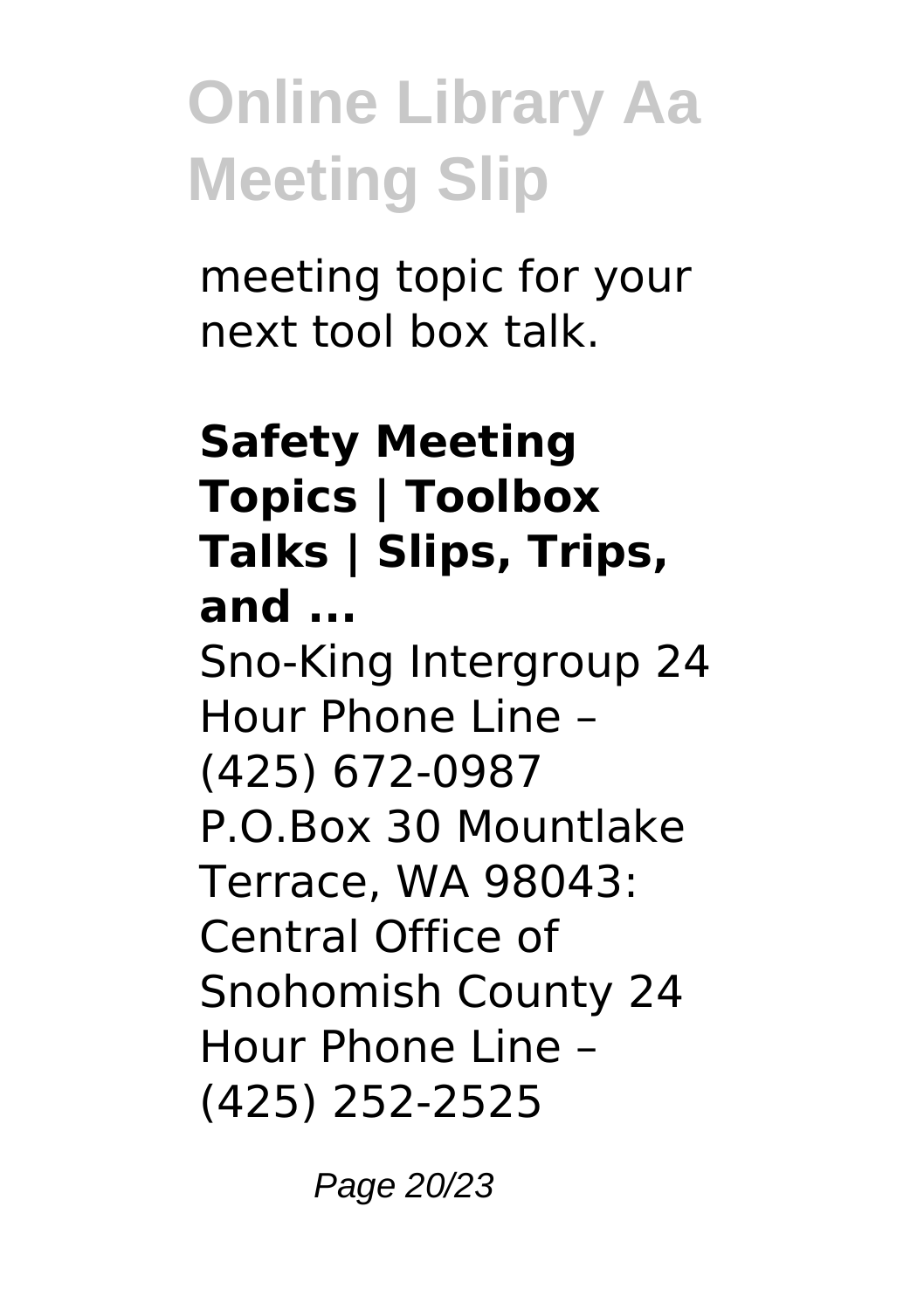meeting topic for your next tool box talk.

**Safety Meeting Topics | Toolbox Talks | Slips, Trips, and ...**

Sno-King Intergroup 24 Hour Phone Line – (425) 672-0987 P.O.Box 30 Mountlake Terrace, WA 98043: Central Office of Snohomish County 24 Hour Phone Line – (425) 252-2525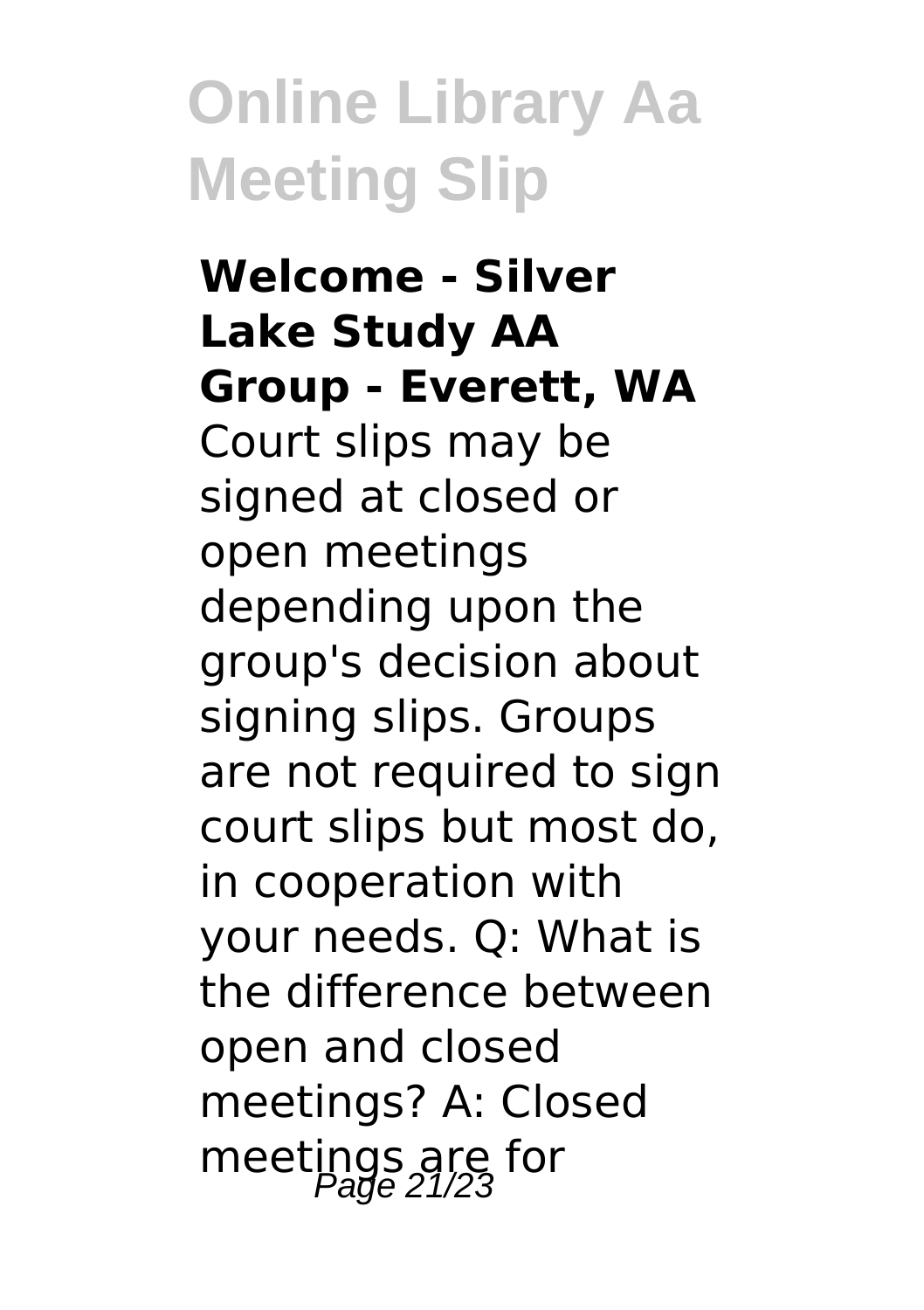**Welcome - Silver Lake Study AA Group - Everett, WA**

Court slips may be signed at closed or open meetings depending upon the group's decision about signing slips. Groups are not required to sign court slips but most do, in cooperation with your needs. Q: What is the difference between open and closed meetings? A: Closed meetings are for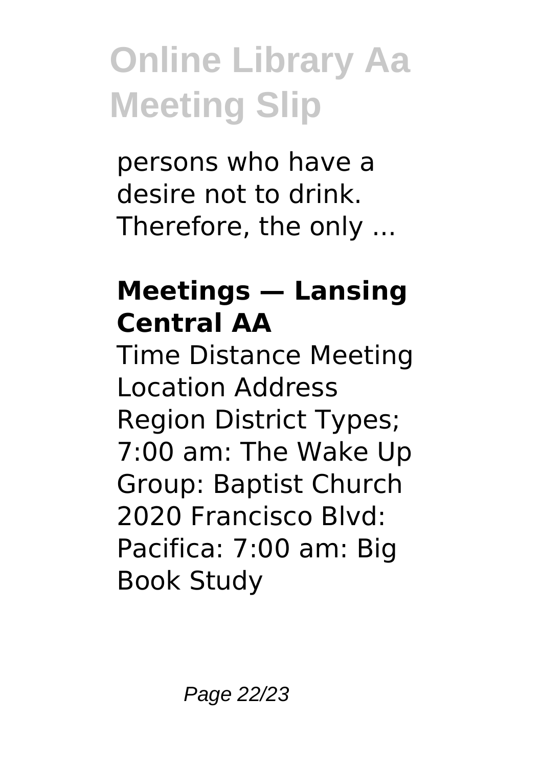persons who have a desire not to drink. Therefore, the only ...

### Meetings — Lansing Central AA

Time Distance Meeting Location Address Region District Types; 7:00 am: The Wake Up Group: Baptist Church 2020 Francisco Blvd: Pacifica: 7:00 am: Big Book Study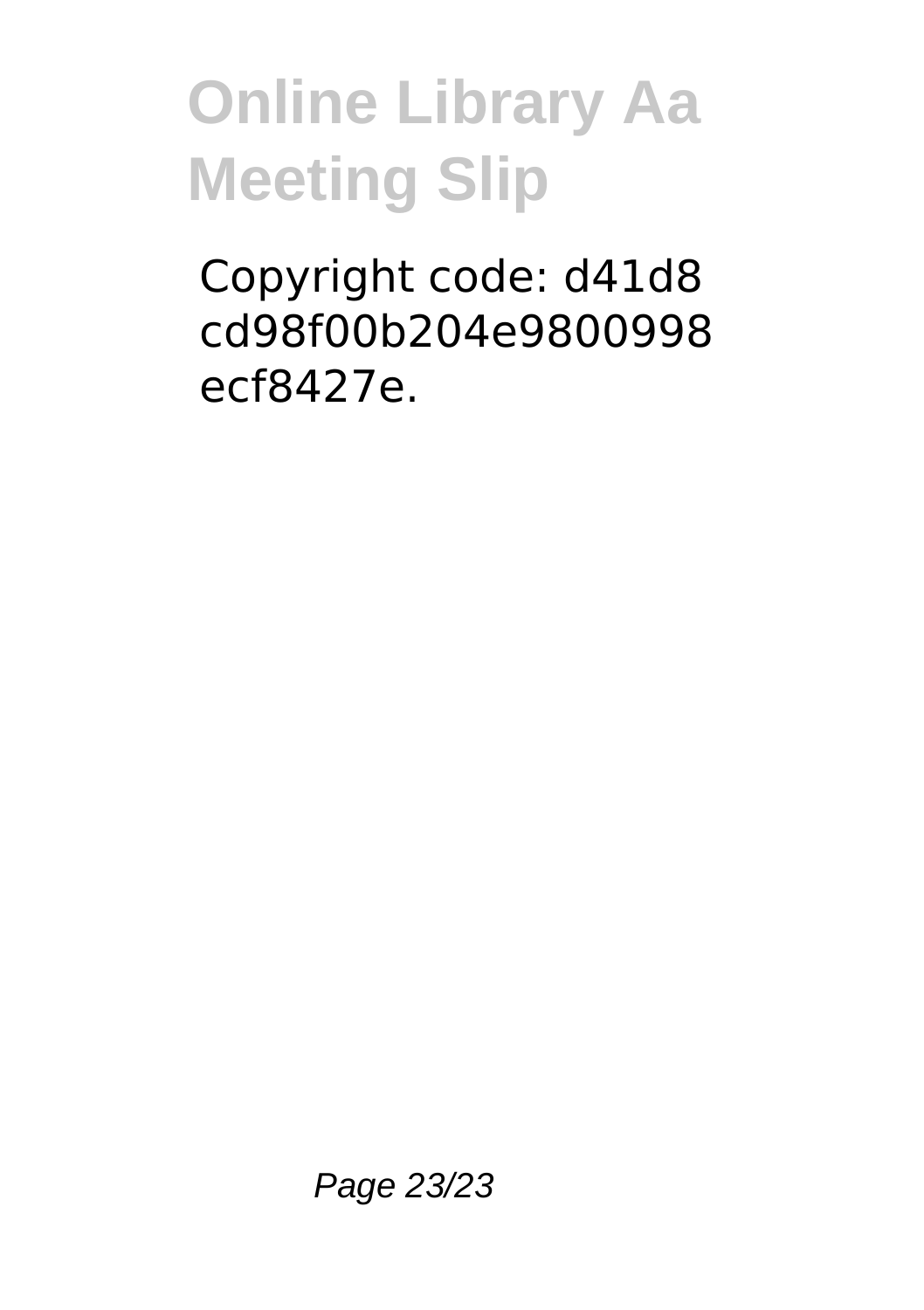Copyright code: d41d8cd98f00b204e9800998ecf8427e.